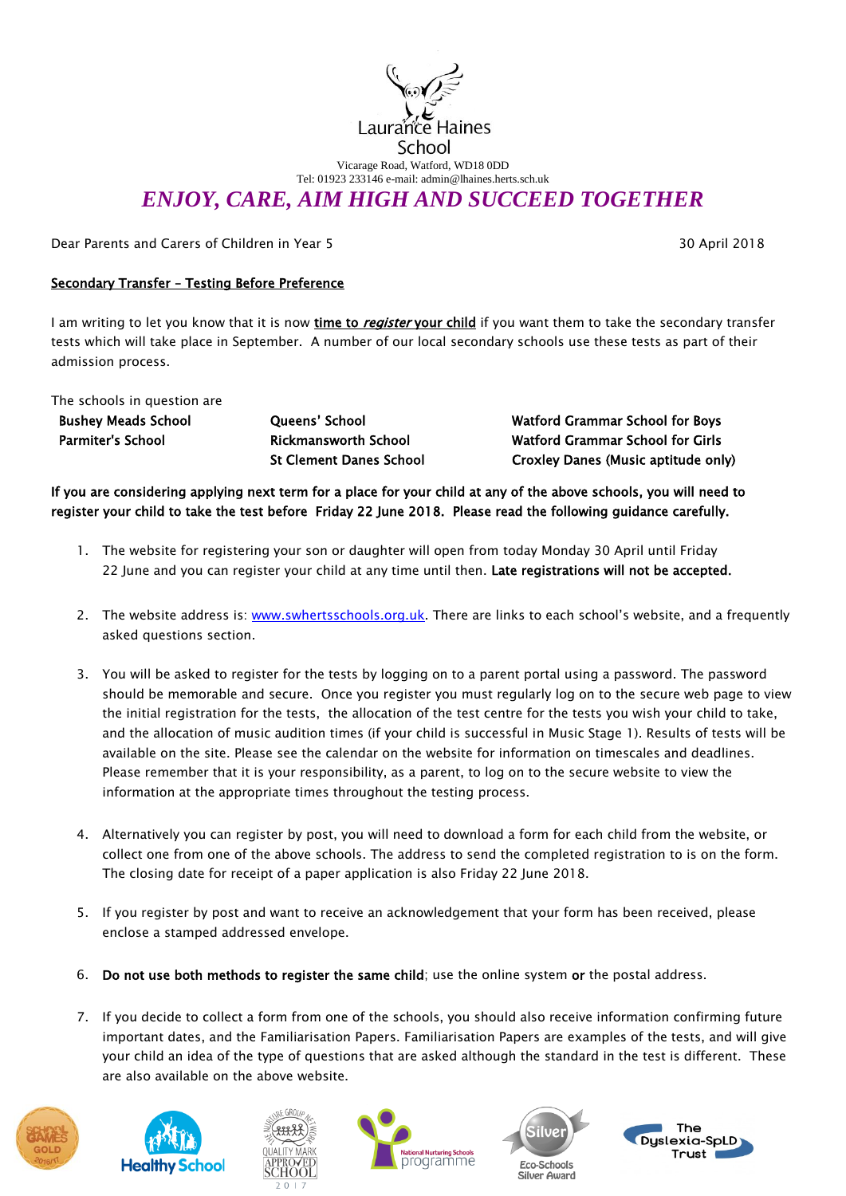Laurance Haines School

Vicarage Road, Watford, WD18 0DD
Tel: 01923 233146 e-mail: admin@lhaines.herts.sch.uk

***ENJOY, CARE, AIM HIGH AND SUCCEED TOGETHER***

Dear Parents and Carers of Children in Year 5

30 April 2018

<u>Secondary Transfer – Testing Before Preference</u>

I am writing to let you know that it is now **time to *register* your child** if you want them to take the secondary transfer tests which will take place in September. A number of our local secondary schools use these tests as part of their admission process.

The schools in question are

| | | |
|---|---|---|
| **Bushey Meads School** | **Queens' School** | **Watford Grammar School for Boys** |
| **Parmiter's School** | **Rickmansworth School** | **Watford Grammar School for Girls** |
| | **St Clement Danes School** | **Croxley Danes (Music aptitude only)** |

**If you are considering applying next term for a place for your child at any of the above schools, you will need to register your child to take the test before Friday 22 June 2018. Please read the following guidance carefully.**

1. The website for registering your son or daughter will open from today Monday 30 April until Friday 22 June and you can register your child at any time until then. **Late registrations will not be accepted.**

2. The website address is: www.swhertsschools.org.uk. There are links to each school's website, and a frequently asked questions section.

3. You will be asked to register for the tests by logging on to a parent portal using a password. The password should be memorable and secure. Once you register you must regularly log on to the secure web page to view the initial registration for the tests, the allocation of the test centre for the tests you wish your child to take, and the allocation of music audition times (if your child is successful in Music Stage 1). Results of tests will be available on the site. Please see the calendar on the website for information on timescales and deadlines. Please remember that it is your responsibility, as a parent, to log on to the secure website to view the information at the appropriate times throughout the testing process.

4. Alternatively you can register by post, you will need to download a form for each child from the website, or collect one from one of the above schools. The address to send the completed registration to is on the form. The closing date for receipt of a paper application is also Friday 22 June 2018.

5. If you register by post and want to receive an acknowledgement that your form has been received, please enclose a stamped addressed envelope.

6. **Do not use both methods to register the same child**; use the online system **or** the postal address.

7. If you decide to collect a form from one of the schools, you should also receive information confirming future important dates, and the Familiarisation Papers. Familiarisation Papers are examples of the tests, and will give your child an idea of the type of questions that are asked although the standard in the test is different. These are also available on the above website.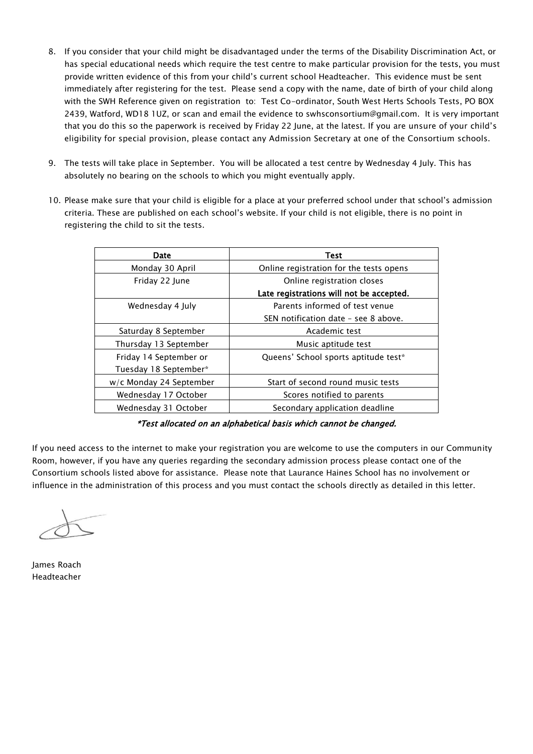8. If you consider that your child might be disadvantaged under the terms of the Disability Discrimination Act, or has special educational needs which require the test centre to make particular provision for the tests, you must provide written evidence of this from your child's current school Headteacher. This evidence must be sent immediately after registering for the test. Please send a copy with the name, date of birth of your child along with the SWH Reference given on registration to: Test Co-ordinator, South West Herts Schools Tests, PO BOX 2439, Watford, WD18 1UZ, or scan and email the evidence to swhsconsortium@gmail.com. It is very important that you do this so the paperwork is received by Friday 22 June, at the latest. If you are unsure of your child's eligibility for special provision, please contact any Admission Secretary at one of the Consortium schools.

9. The tests will take place in September. You will be allocated a test centre by Wednesday 4 July. This has absolutely no bearing on the schools to which you might eventually apply.

10. Please make sure that your child is eligible for a place at your preferred school under that school's admission criteria. These are published on each school's website. If your child is not eligible, there is no point in registering the child to sit the tests.

| Date | Test |
|---|---|
| Monday 30 April | Online registration for the tests opens |
| Friday 22 June | Online registration closes<br>**Late registrations will not be accepted.** |
| Wednesday 4 July | Parents informed of test venue<br>SEN notification date – see 8 above. |
| Saturday 8 September | Academic test |
| Thursday 13 September | Music aptitude test |
| Friday 14 September or<br>Tuesday 18 September* | Queens' School sports aptitude test* |
| w/c Monday 24 September | Start of second round music tests |
| Wednesday 17 October | Scores notified to parents |
| Wednesday 31 October | Secondary application deadline |

*\*Test allocated on an alphabetical basis which cannot be changed.*

If you need access to the internet to make your registration you are welcome to use the computers in our Community Room, however, if you have any queries regarding the secondary admission process please contact one of the Consortium schools listed above for assistance. Please note that Laurance Haines School has no involvement or influence in the administration of this process and you must contact the schools directly as detailed in this letter.

James Roach
Headteacher